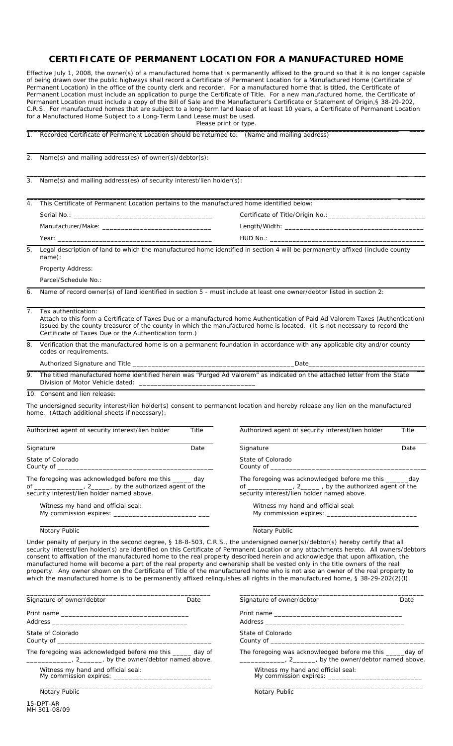# CERTIFICATE OF PERMANENT LOCATION FOR A MANUFACTURED HOME

Effective July 1, 2008, the owner(s) of a manufactured home that is permanently affixed to the ground so that it is no longer capable of being drawn over the public highways shall record a Certificate of Permanent Location for a Manufactured Home (Certificate of Permanent Location) in the office of the county clerk and recorder. For a manufactured home that is titled, the Certificate of Permanent Location must include an application to purge the Certificate of Title. For a new manufactured home, the Certificate of Permanent Location must include a copy of the Bill of Sale and the Manufacturer's Certificate or Statement of Origin,§ 38-29-202, C.R.S. For manufactured homes that are subject to a long-term land lease of at least 10 years, a Certificate of Permanent Location for a Manufactured Home Subject to a Long-Term Land Lease must be used.

Please print or type.

1. Recorded Certificate of Permanent Location should be returned to: (Name and mailing address)

2. Name(s) and mailing address(es) of owner(s)/debtor(s):

3. Name(s) and mailing address(es) of security interest/lien holder(s):

4. This Certificate of Permanent Location pertains to the manufactured home identified below:

   Serial No.: ____________________________________ Certificate of Title/Origin No.:_________________________

   Manufacturer/Make: _____________________________ Length/Width: _____________________________________

   Year: __________________________________________ HUD No.: ________________________________________

5. Legal description of land to which the manufactured home identified in section 4 will be permanently affixed (include county name):

   Property Address:

   Parcel/Schedule No.:

6. Name of record owner(s) of land identified in section 5 - must include at least one owner/debtor listed in section 2:

7. Tax authentication:
   Attach to this form a Certificate of Taxes Due or a manufactured home Authentication of Paid Ad Valorem Taxes (Authentication) issued by the county treasurer of the county in which the manufactured home is located. (It is not necessary to record the Certificate of Taxes Due or the Authentication form.)

8. Verification that the manufactured home is on a permanent foundation in accordance with any applicable city and/or county codes or requirements.

   Authorized Signature and Title ___________________________________________Date_____________________________

9. The titled manufactured home identified herein was "Purged Ad Valorem" as indicated on the attached letter from the State Division of Motor Vehicle dated: ______________________________

10. Consent and lien release:

The undersigned security interest/lien holder(s) consent to permanent location and hereby release any lien on the manufactured home. (Attach additional sheets if necessary):

_______________________________________________
Authorized agent of security interest/lien holder Title

_______________________________________________
Signature Date

State of Colorado
County of _______________________________________

The foregoing was acknowledged before me this _____ day of _____________, 2_____, by the authorized agent of the security interest/lien holder named above.

Witness my hand and official seal:
My commission expires: _________________________

_______________________________________________
Notary Public

_______________________________________________
Authorized agent of security interest/lien holder Title

_______________________________________________
Signature Date

State of Colorado
County of _______________________________________

The foregoing was acknowledged before me this ______day of ____________, 2_____ , by the authorized agent of the security interest/lien holder named above.

Witness my hand and official seal:
My commission expires: _______________________

_______________________________________________
Notary Public

Under penalty of perjury in the second degree, § 18-8-503, C.R.S., the undersigned owner(s)/debtor(s) hereby certify that all security interest/lien holder(s) are identified on this Certificate of Permanent Location or any attachments hereto. All owners/debtors consent to affixation of the manufactured home to the real property described herein and acknowledge that upon affixation, the manufactured home will become a part of the real property and ownership shall be vested only in the title owners of the real property. Any owner shown on the Certificate of Title of the manufactured home who is not also an owner of the real property to which the manufactured home is to be permanently affixed relinquishes all rights in the manufactured home, § 38-29-202(2)(l).

_______________________________________________
Signature of owner/debtor Date

Print name ___________________________________
Address ____________________________________

State of Colorado
County of _______________________________________

The foregoing was acknowledged before me this _____ day of ____________, 2______, by the owner/debtor named above.

Witness my hand and official seal:
My commission expires: _________________________

_______________________________________________
Notary Public

_______________________________________________
Signature of owner/debtor Date

Print name ___________________________________
Address _____________________________________

State of Colorado
County of _______________________________________

The foregoing was acknowledged before me this _____day of ____________, 2______, by the owner/debtor named above.

Witness my hand and official seal:
My commission expires: _________________________

_______________________________________________
Notary Public

15-DPT-AR
MH 301-08/09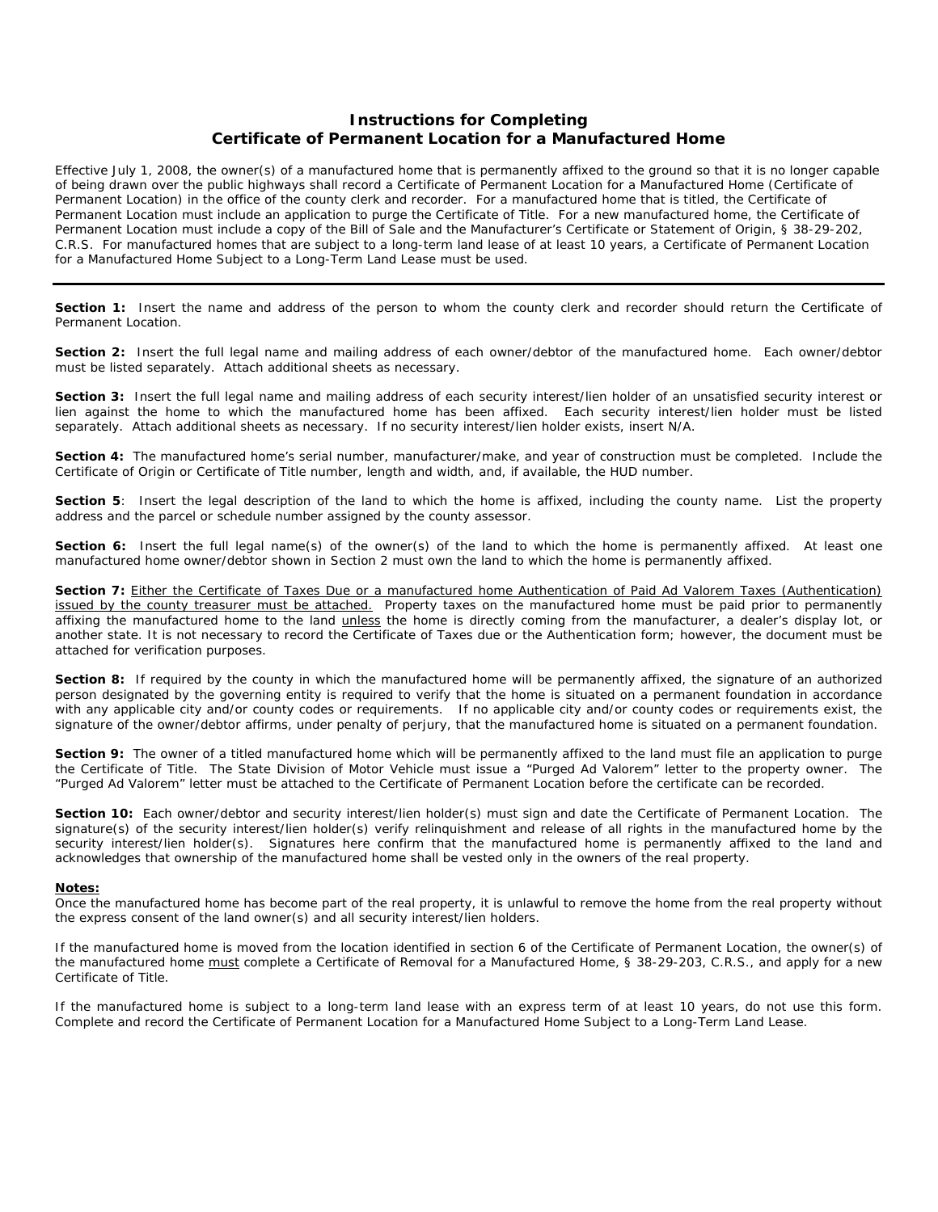## Instructions for Completing Certificate of Permanent Location for a Manufactured Home

Effective July 1, 2008, the owner(s) of a manufactured home that is permanently affixed to the ground so that it is no longer capable of being drawn over the public highways shall record a Certificate of Permanent Location for a Manufactured Home (Certificate of Permanent Location) in the office of the county clerk and recorder. For a manufactured home that is titled, the Certificate of Permanent Location must include an application to purge the Certificate of Title. For a new manufactured home, the Certificate of Permanent Location must include a copy of the Bill of Sale and the Manufacturer's Certificate or Statement of Origin, § 38-29-202, C.R.S. For manufactured homes that are subject to a long-term land lease of at least 10 years, a Certificate of Permanent Location for a Manufactured Home Subject to a Long-Term Land Lease must be used.

---

**Section 1:** Insert the name and address of the person to whom the county clerk and recorder should return the Certificate of Permanent Location.

**Section 2:** Insert the full legal name and mailing address of each owner/debtor of the manufactured home. Each owner/debtor must be listed separately. Attach additional sheets as necessary.

**Section 3:** Insert the full legal name and mailing address of each security interest/lien holder of an unsatisfied security interest or lien against the home to which the manufactured home has been affixed. Each security interest/lien holder must be listed separately. Attach additional sheets as necessary. If no security interest/lien holder exists, insert N/A.

**Section 4:** The manufactured home's serial number, manufacturer/make, and year of construction must be completed. Include the Certificate of Origin or Certificate of Title number, length and width, and, if available, the HUD number.

**Section 5**: Insert the legal description of the land to which the home is affixed, including the county name. List the property address and the parcel or schedule number assigned by the county assessor.

**Section 6:** Insert the full legal name(s) of the owner(s) of the land to which the home is permanently affixed. At least one manufactured home owner/debtor shown in Section 2 must own the land to which the home is permanently affixed.

**Section 7:** <u>Either the Certificate of Taxes Due or a manufactured home Authentication of Paid Ad Valorem Taxes (Authentication) issued by the county treasurer must be attached.</u> Property taxes on the manufactured home must be paid prior to permanently affixing the manufactured home to the land <u>unless</u> the home is directly coming from the manufacturer, a dealer's display lot, or another state. It is not necessary to record the Certificate of Taxes due or the Authentication form; however, the document must be attached for verification purposes.

**Section 8:** If required by the county in which the manufactured home will be permanently affixed, the signature of an authorized person designated by the governing entity is required to verify that the home is situated on a permanent foundation in accordance with any applicable city and/or county codes or requirements. If no applicable city and/or county codes or requirements exist, the signature of the owner/debtor affirms, under penalty of perjury, that the manufactured home is situated on a permanent foundation.

**Section 9:** The owner of a titled manufactured home which will be permanently affixed to the land must file an application to purge the Certificate of Title. The State Division of Motor Vehicle must issue a "Purged Ad Valorem" letter to the property owner. The "Purged Ad Valorem" letter must be attached to the Certificate of Permanent Location before the certificate can be recorded.

**Section 10:** Each owner/debtor and security interest/lien holder(s) must sign and date the Certificate of Permanent Location. The signature(s) of the security interest/lien holder(s) verify relinquishment and release of all rights in the manufactured home by the security interest/lien holder(s). Signatures here confirm that the manufactured home is permanently affixed to the land and acknowledges that ownership of the manufactured home shall be vested only in the owners of the real property.

**<u>Notes:</u>**

Once the manufactured home has become part of the real property, it is unlawful to remove the home from the real property without the express consent of the land owner(s) and all security interest/lien holders.

If the manufactured home is moved from the location identified in section 6 of the Certificate of Permanent Location, the owner(s) of the manufactured home <u>must</u> complete a Certificate of Removal for a Manufactured Home, § 38-29-203, C.R.S., and apply for a new Certificate of Title.

If the manufactured home is subject to a long-term land lease with an express term of at least 10 years, do not use this form. Complete and record the Certificate of Permanent Location for a Manufactured Home Subject to a Long-Term Land Lease.